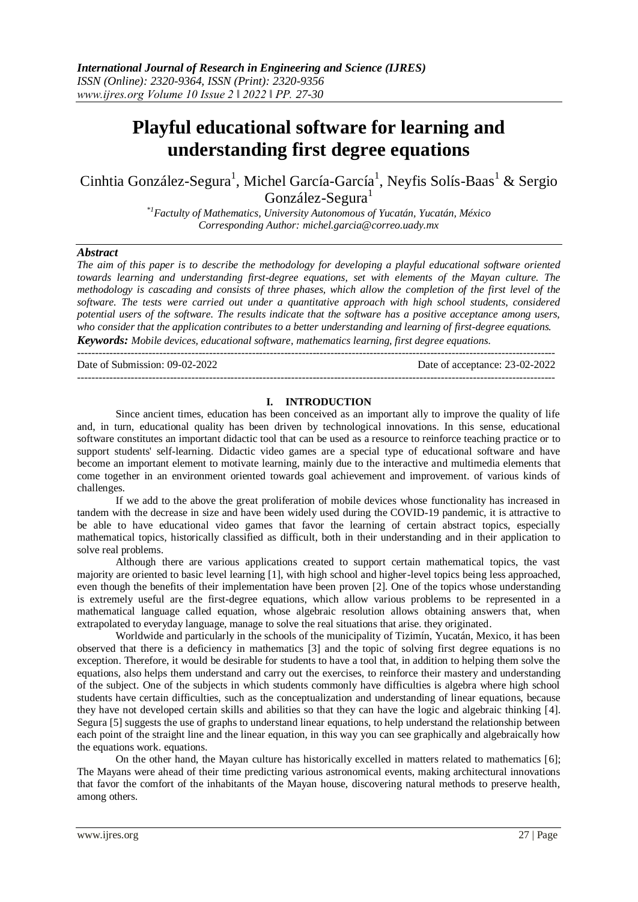# Playful educational software for learning and understanding first degree equations

Cinhtia González-Segura[1], Michel García-García[1], Neyfis Solís-Baas[1] & Sergio González-Segura[1]

[*1]Factulty of Mathematics, University Autonomous of Yucatán, Yucatán, México
Corresponding Author: michel.garcia@correo.uady.mx

### *Abstract*

*The aim of this paper is to describe the methodology for developing a playful educational software oriented towards learning and understanding first-degree equations, set with elements of the Mayan culture. The methodology is cascading and consists of three phases, which allow the completion of the first level of the software. The tests were carried out under a quantitative approach with high school students, considered potential users of the software. The results indicate that the software has a positive acceptance among users, who consider that the application contributes to a better understanding and learning of first-degree equations.*

***Keywords:*** *Mobile devices, educational software, mathematics learning, first degree equations.*

---

Date of Submission: 09-02-2022 Date of acceptance: 23-02-2022

---

## I. INTRODUCTION

Since ancient times, education has been conceived as an important ally to improve the quality of life and, in turn, educational quality has been driven by technological innovations. In this sense, educational software constitutes an important didactic tool that can be used as a resource to reinforce teaching practice or to support students' self-learning. Didactic video games are a special type of educational software and have become an important element to motivate learning, mainly due to the interactive and multimedia elements that come together in an environment oriented towards goal achievement and improvement. of various kinds of challenges.

If we add to the above the great proliferation of mobile devices whose functionality has increased in tandem with the decrease in size and have been widely used during the COVID-19 pandemic, it is attractive to be able to have educational video games that favor the learning of certain abstract topics, especially mathematical topics, historically classified as difficult, both in their understanding and in their application to solve real problems.

Although there are various applications created to support certain mathematical topics, the vast majority are oriented to basic level learning [1], with high school and higher-level topics being less approached, even though the benefits of their implementation have been proven [2]. One of the topics whose understanding is extremely useful are the first-degree equations, which allow various problems to be represented in a mathematical language called equation, whose algebraic resolution allows obtaining answers that, when extrapolated to everyday language, manage to solve the real situations that arise. they originated.

Worldwide and particularly in the schools of the municipality of Tizimín, Yucatán, Mexico, it has been observed that there is a deficiency in mathematics [3] and the topic of solving first degree equations is no exception. Therefore, it would be desirable for students to have a tool that, in addition to helping them solve the equations, also helps them understand and carry out the exercises, to reinforce their mastery and understanding of the subject. One of the subjects in which students commonly have difficulties is algebra where high school students have certain difficulties, such as the conceptualization and understanding of linear equations, because they have not developed certain skills and abilities so that they can have the logic and algebraic thinking [4]. Segura [5] suggests the use of graphs to understand linear equations, to help understand the relationship between each point of the straight line and the linear equation, in this way you can see graphically and algebraically how the equations work. equations.

On the other hand, the Mayan culture has historically excelled in matters related to mathematics [6]; The Mayans were ahead of their time predicting various astronomical events, making architectural innovations that favor the comfort of the inhabitants of the Mayan house, discovering natural methods to preserve health, among others.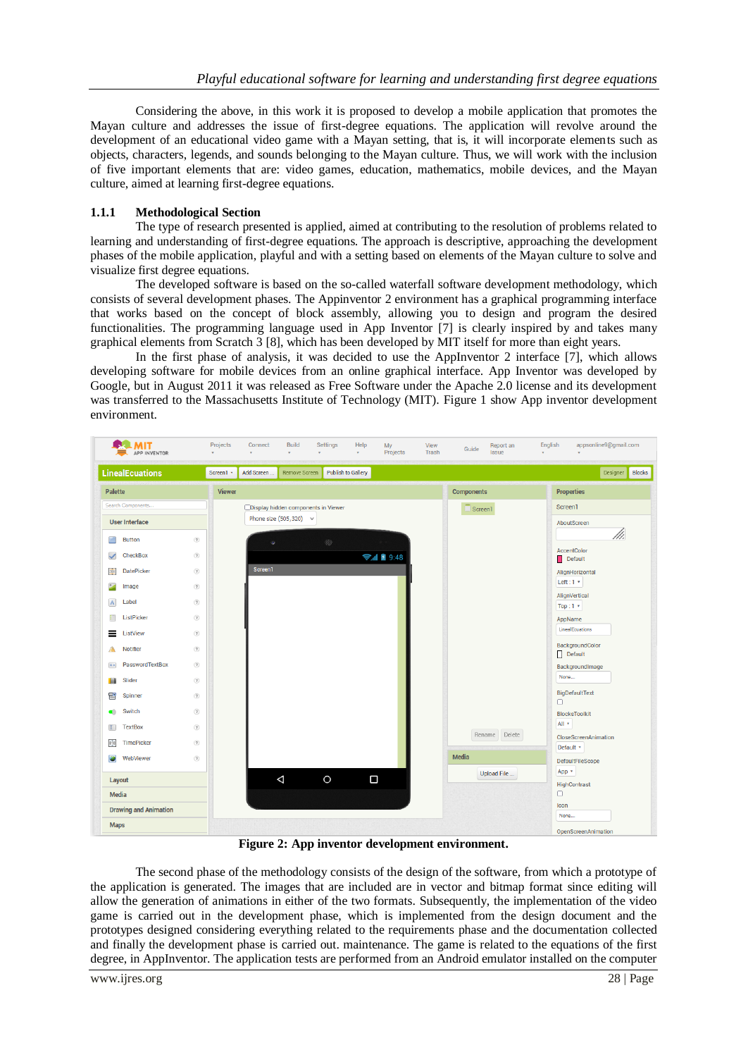Considering the above, in this work it is proposed to develop a mobile application that promotes the Mayan culture and addresses the issue of first-degree equations. The application will revolve around the development of an educational video game with a Mayan setting, that is, it will incorporate elements such as objects, characters, legends, and sounds belonging to the Mayan culture. Thus, we will work with the inclusion of five important elements that are: video games, education, mathematics, mobile devices, and the Mayan culture, aimed at learning first-degree equations.

### 1.1.1 Methodological Section

The type of research presented is applied, aimed at contributing to the resolution of problems related to learning and understanding of first-degree equations. The approach is descriptive, approaching the development phases of the mobile application, playful and with a setting based on elements of the Mayan culture to solve and visualize first degree equations.

The developed software is based on the so-called waterfall software development methodology, which consists of several development phases. The Appinventor 2 environment has a graphical programming interface that works based on the concept of block assembly, allowing you to design and program the desired functionalities. The programming language used in App Inventor [7] is clearly inspired by and takes many graphical elements from Scratch 3 [8], which has been developed by MIT itself for more than eight years.

In the first phase of analysis, it was decided to use the AppInventor 2 interface [7], which allows developing software for mobile devices from an online graphical interface. App Inventor was developed by Google, but in August 2011 it was released as Free Software under the Apache 2.0 license and its development was transferred to the Massachusetts Institute of Technology (MIT). Figure 1 show App inventor development environment.

**Figure 2: App inventor development environment.**

The second phase of the methodology consists of the design of the software, from which a prototype of the application is generated. The images that are included are in vector and bitmap format since editing will allow the generation of animations in either of the two formats. Subsequently, the implementation of the video game is carried out in the development phase, which is implemented from the design document and the prototypes designed considering everything related to the requirements phase and the documentation collected and finally the development phase is carried out. maintenance. The game is related to the equations of the first degree, in AppInventor. The application tests are performed from an Android emulator installed on the computer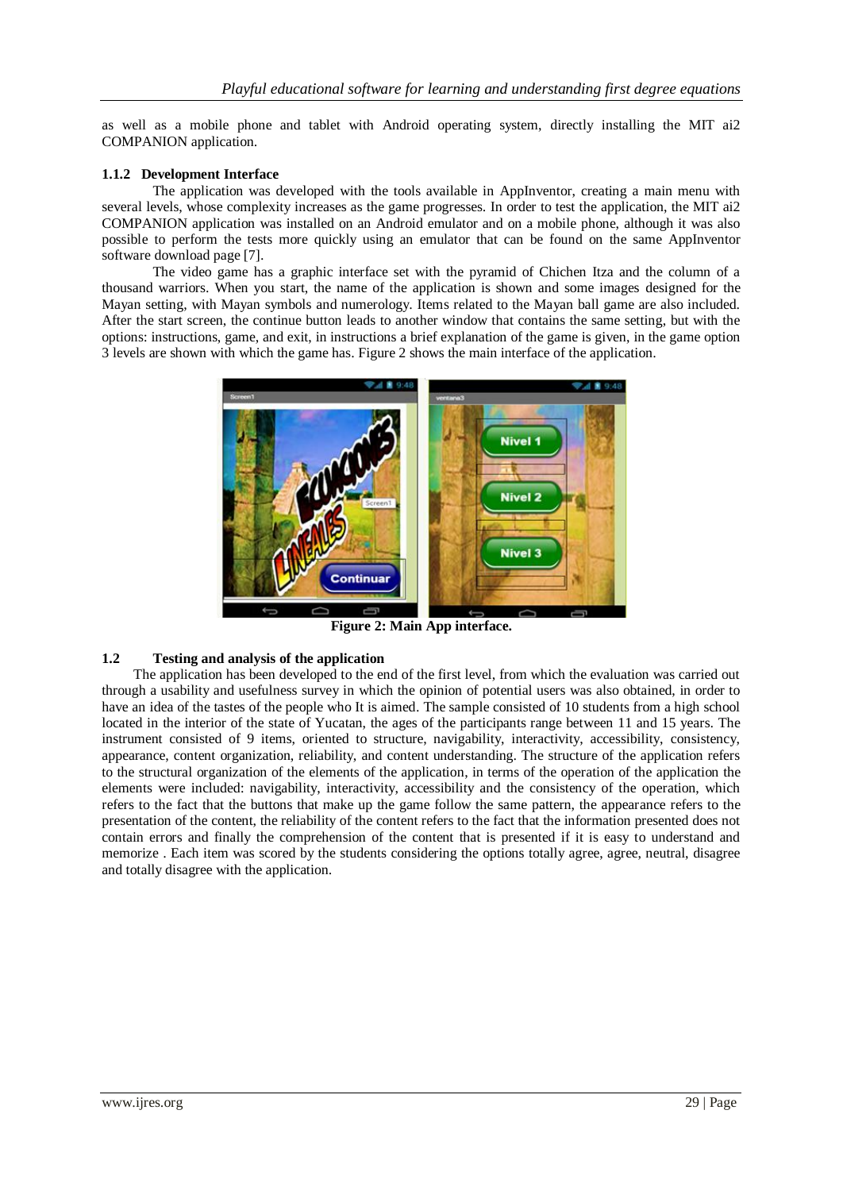as well as a mobile phone and tablet with Android operating system, directly installing the MIT ai2 COMPANION application.

### 1.1.2 Development Interface

The application was developed with the tools available in AppInventor, creating a main menu with several levels, whose complexity increases as the game progresses. In order to test the application, the MIT ai2 COMPANION application was installed on an Android emulator and on a mobile phone, although it was also possible to perform the tests more quickly using an emulator that can be found on the same AppInventor software download page [7].

The video game has a graphic interface set with the pyramid of Chichen Itza and the column of a thousand warriors. When you start, the name of the application is shown and some images designed for the Mayan setting, with Mayan symbols and numerology. Items related to the Mayan ball game are also included. After the start screen, the continue button leads to another window that contains the same setting, but with the options: instructions, game, and exit, in instructions a brief explanation of the game is given, in the game option 3 levels are shown with which the game has. Figure 2 shows the main interface of the application.

**Figure 2: Main App interface.**

## 1.2 Testing and analysis of the application

The application has been developed to the end of the first level, from which the evaluation was carried out through a usability and usefulness survey in which the opinion of potential users was also obtained, in order to have an idea of the tastes of the people who It is aimed. The sample consisted of 10 students from a high school located in the interior of the state of Yucatan, the ages of the participants range between 11 and 15 years. The instrument consisted of 9 items, oriented to structure, navigability, interactivity, accessibility, consistency, appearance, content organization, reliability, and content understanding. The structure of the application refers to the structural organization of the elements of the application, in terms of the operation of the application the elements were included: navigability, interactivity, accessibility and the consistency of the operation, which refers to the fact that the buttons that make up the game follow the same pattern, the appearance refers to the presentation of the content, the reliability of the content refers to the fact that the information presented does not contain errors and finally the comprehension of the content that is presented if it is easy to understand and memorize . Each item was scored by the students considering the options totally agree, agree, neutral, disagree and totally disagree with the application.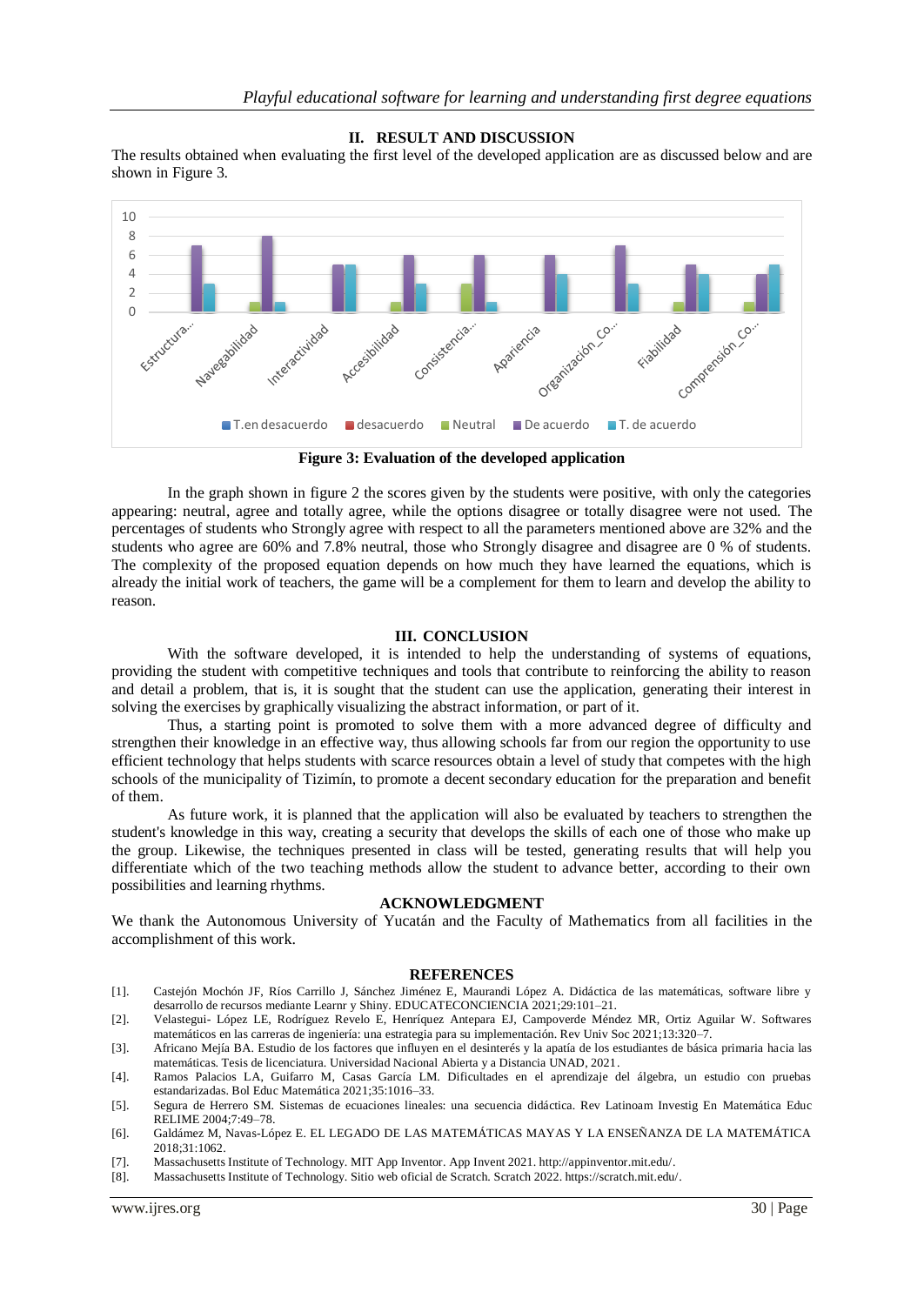## II. RESULT AND DISCUSSION

The results obtained when evaluating the first level of the developed application are as discussed below and are shown in Figure 3.

10
8
6
4
2
0

Estructura...
Navegabilidad
Interactividad
Accesibilidad
Consistencia...
Apariencia
Organización_Co...
Fiabilidad
Comprensión_Co...

T.en desacuerdo
desacuerdo
Neutral
De acuerdo
T. de acuerdo

**Figure 3: Evaluation of the developed application**

In the graph shown in figure 2 the scores given by the students were positive, with only the categories appearing: neutral, agree and totally agree, while the options disagree or totally disagree were not used. The percentages of students who Strongly agree with respect to all the parameters mentioned above are 32% and the students who agree are 60% and 7.8% neutral, those who Strongly disagree and disagree are 0 % of students. The complexity of the proposed equation depends on how much they have learned the equations, which is already the initial work of teachers, the game will be a complement for them to learn and develop the ability to reason.

## III. CONCLUSION

With the software developed, it is intended to help the understanding of systems of equations, providing the student with competitive techniques and tools that contribute to reinforcing the ability to reason and detail a problem, that is, it is sought that the student can use the application, generating their interest in solving the exercises by graphically visualizing the abstract information, or part of it.

Thus, a starting point is promoted to solve them with a more advanced degree of difficulty and strengthen their knowledge in an effective way, thus allowing schools far from our region the opportunity to use efficient technology that helps students with scarce resources obtain a level of study that competes with the high schools of the municipality of Tizimín, to promote a decent secondary education for the preparation and benefit of them.

As future work, it is planned that the application will also be evaluated by teachers to strengthen the student's knowledge in this way, creating a security that develops the skills of each one of those who make up the group. Likewise, the techniques presented in class will be tested, generating results that will help you differentiate which of the two teaching methods allow the student to advance better, according to their own possibilities and learning rhythms.

## ACKNOWLEDGMENT

We thank the Autonomous University of Yucatán and the Faculty of Mathematics from all facilities in the accomplishment of this work.

## REFERENCES

[1]. Castejón Mochón JF, Ríos Carrillo J, Sánchez Jiménez E, Maurandi López A. Didáctica de las matemáticas, software libre y desarrollo de recursos mediante Learnr y Shiny. EDUCATECONCIENCIA 2021;29:101–21.

[2]. Velastegui- López LE, Rodríguez Revelo E, Henríquez Antepara EJ, Campoverde Méndez MR, Ortiz Aguilar W. Softwares matemáticos en las carreras de ingeniería: una estrategia para su implementación. Rev Univ Soc 2021;13:320–7.

[3]. Africano Mejía BA. Estudio de los factores que influyen en el desinterés y la apatía de los estudiantes de básica primaria hacia las matemáticas. Tesis de licenciatura. Universidad Nacional Abierta y a Distancia UNAD, 2021.

[4]. Ramos Palacios LA, Guifarro M, Casas García LM. Dificultades en el aprendizaje del álgebra, un estudio con pruebas estandarizadas. Bol Educ Matemática 2021;35:1016–33.

[5]. Segura de Herrero SM. Sistemas de ecuaciones lineales: una secuencia didáctica. Rev Latinoam Investig En Matemática Educ RELIME 2004;7:49–78.

[6]. Galdámez M, Navas-López E. EL LEGADO DE LAS MATEMÁTICAS MAYAS Y LA ENSEÑANZA DE LA MATEMÁTICA 2018;31:1062.

[7]. Massachusetts Institute of Technology. MIT App Inventor. App Invent 2021. http://appinventor.mit.edu/.

[8]. Massachusetts Institute of Technology. Sitio web oficial de Scratch. Scratch 2022. https://scratch.mit.edu/.